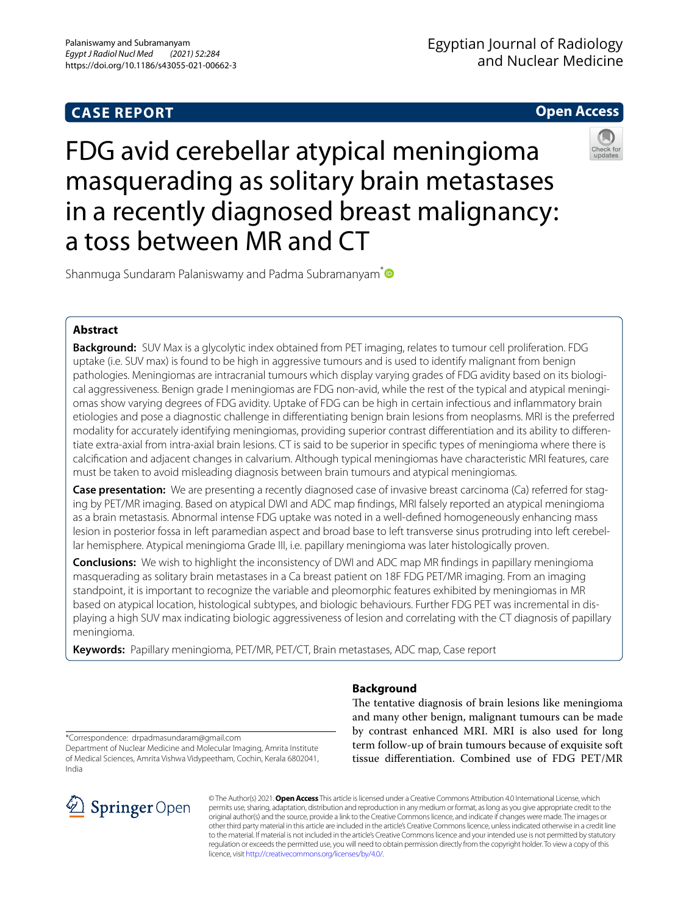CASE REPORT

Open Access

# FDG avid cerebellar atypical meningioma masquerading as solitary brain metastases in a recently diagnosed breast malignancy: a toss between MR and CT

Shanmuga Sundaram Palaniswamy and Padma Subramanyam*

## Abstract

**Background:** SUV Max is a glycolytic index obtained from PET imaging, relates to tumour cell proliferation. FDG uptake (i.e. SUV max) is found to be high in aggressive tumours and is used to identify malignant from benign pathologies. Meningiomas are intracranial tumours which display varying grades of FDG avidity based on its biological aggressiveness. Benign grade I meningiomas are FDG non-avid, while the rest of the typical and atypical meningiomas show varying degrees of FDG avidity. Uptake of FDG can be high in certain infectious and inflammatory brain etiologies and pose a diagnostic challenge in differentiating benign brain lesions from neoplasms. MRI is the preferred modality for accurately identifying meningiomas, providing superior contrast differentiation and its ability to differentiate extra-axial from intra-axial brain lesions. CT is said to be superior in specific types of meningioma where there is calcification and adjacent changes in calvarium. Although typical meningiomas have characteristic MRI features, care must be taken to avoid misleading diagnosis between brain tumours and atypical meningiomas.

**Case presentation:** We are presenting a recently diagnosed case of invasive breast carcinoma (Ca) referred for staging by PET/MR imaging. Based on atypical DWI and ADC map findings, MRI falsely reported an atypical meningioma as a brain metastasis. Abnormal intense FDG uptake was noted in a well-defined homogeneously enhancing mass lesion in posterior fossa in left paramedian aspect and broad base to left transverse sinus protruding into left cerebellar hemisphere. Atypical meningioma Grade III, i.e. papillary meningioma was later histologically proven.

**Conclusions:** We wish to highlight the inconsistency of DWI and ADC map MR findings in papillary meningioma masquerading as solitary brain metastases in a Ca breast patient on 18F FDG PET/MR imaging. From an imaging standpoint, it is important to recognize the variable and pleomorphic features exhibited by meningiomas in MR based on atypical location, histological subtypes, and biologic behaviours. Further FDG PET was incremental in displaying a high SUV max indicating biologic aggressiveness of lesion and correlating with the CT diagnosis of papillary meningioma.

**Keywords:** Papillary meningioma, PET/MR, PET/CT, Brain metastases, ADC map, Case report

## Background

The tentative diagnosis of brain lesions like meningioma and many other benign, malignant tumours can be made by contrast enhanced MRI. MRI is also used for long term follow-up of brain tumours because of exquisite soft tissue differentiation. Combined use of FDG PET/MR

*Correspondence: drpadmasundaram@gmail.com
Department of Nuclear Medicine and Molecular Imaging, Amrita Institute of Medical Sciences, Amrita Vishwa Vidypeetham, Cochin, Kerala 6802041, India

© The Author(s) 2021. **Open Access** This article is licensed under a Creative Commons Attribution 4.0 International License, which permits use, sharing, adaptation, distribution and reproduction in any medium or format, as long as you give appropriate credit to the original author(s) and the source, provide a link to the Creative Commons licence, and indicate if changes were made. The images or other third party material in this article are included in the article's Creative Commons licence, unless indicated otherwise in a credit line to the material. If material is not included in the article's Creative Commons licence and your intended use is not permitted by statutory regulation or exceeds the permitted use, you will need to obtain permission directly from the copyright holder. To view a copy of this licence, visit http://creativecommons.org/licenses/by/4.0/.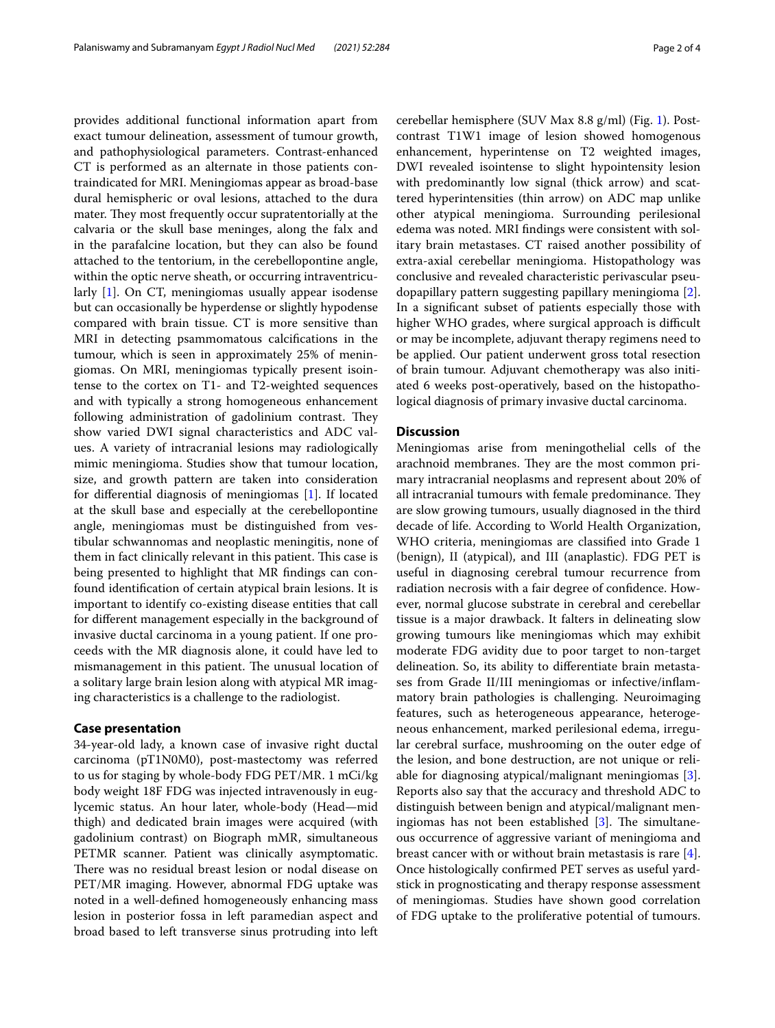provides additional functional information apart from exact tumour delineation, assessment of tumour growth, and pathophysiological parameters. Contrast-enhanced CT is performed as an alternate in those patients contraindicated for MRI. Meningiomas appear as broad-base dural hemispheric or oval lesions, attached to the dura mater. They most frequently occur supratentorially at the calvaria or the skull base meninges, along the falx and in the parafalcine location, but they can also be found attached to the tentorium, in the cerebellopontine angle, within the optic nerve sheath, or occurring intraventricularly [1]. On CT, meningiomas usually appear isodense but can occasionally be hyperdense or slightly hypodense compared with brain tissue. CT is more sensitive than MRI in detecting psammomatous calcifications in the tumour, which is seen in approximately 25% of meningiomas. On MRI, meningiomas typically present isointense to the cortex on T1- and T2-weighted sequences and with typically a strong homogeneous enhancement following administration of gadolinium contrast. They show varied DWI signal characteristics and ADC values. A variety of intracranial lesions may radiologically mimic meningioma. Studies show that tumour location, size, and growth pattern are taken into consideration for differential diagnosis of meningiomas [1]. If located at the skull base and especially at the cerebellopontine angle, meningiomas must be distinguished from vestibular schwannomas and neoplastic meningitis, none of them in fact clinically relevant in this patient. This case is being presented to highlight that MR findings can confound identification of certain atypical brain lesions. It is important to identify co-existing disease entities that call for different management especially in the background of invasive ductal carcinoma in a young patient. If one proceeds with the MR diagnosis alone, it could have led to mismanagement in this patient. The unusual location of a solitary large brain lesion along with atypical MR imaging characteristics is a challenge to the radiologist.

## Case presentation

34-year-old lady, a known case of invasive right ductal carcinoma (pT1N0M0), post-mastectomy was referred to us for staging by whole-body FDG PET/MR. 1 mCi/kg body weight 18F FDG was injected intravenously in euglycemic status. An hour later, whole-body (Head—mid thigh) and dedicated brain images were acquired (with gadolinium contrast) on Biograph mMR, simultaneous PETMR scanner. Patient was clinically asymptomatic. There was no residual breast lesion or nodal disease on PET/MR imaging. However, abnormal FDG uptake was noted in a well-defined homogeneously enhancing mass lesion in posterior fossa in left paramedian aspect and broad based to left transverse sinus protruding into left cerebellar hemisphere (SUV Max 8.8 g/ml) (Fig. 1). Post-contrast T1W1 image of lesion showed homogenous enhancement, hyperintense on T2 weighted images, DWI revealed isointense to slight hypointensity lesion with predominantly low signal (thick arrow) and scattered hyperintensities (thin arrow) on ADC map unlike other atypical meningioma. Surrounding perilesional edema was noted. MRI findings were consistent with solitary brain metastases. CT raised another possibility of extra-axial cerebellar meningioma. Histopathology was conclusive and revealed characteristic perivascular pseudopapillary pattern suggesting papillary meningioma [2]. In a significant subset of patients especially those with higher WHO grades, where surgical approach is difficult or may be incomplete, adjuvant therapy regimens need to be applied. Our patient underwent gross total resection of brain tumour. Adjuvant chemotherapy was also initiated 6 weeks post-operatively, based on the histopathological diagnosis of primary invasive ductal carcinoma.

## Discussion

Meningiomas arise from meningothelial cells of the arachnoid membranes. They are the most common primary intracranial neoplasms and represent about 20% of all intracranial tumours with female predominance. They are slow growing tumours, usually diagnosed in the third decade of life. According to World Health Organization, WHO criteria, meningiomas are classified into Grade 1 (benign), II (atypical), and III (anaplastic). FDG PET is useful in diagnosing cerebral tumour recurrence from radiation necrosis with a fair degree of confidence. However, normal glucose substrate in cerebral and cerebellar tissue is a major drawback. It falters in delineating slow growing tumours like meningiomas which may exhibit moderate FDG avidity due to poor target to non-target delineation. So, its ability to differentiate brain metastases from Grade II/III meningiomas or infective/inflammatory brain pathologies is challenging. Neuroimaging features, such as heterogeneous appearance, heterogeneous enhancement, marked perilesional edema, irregular cerebral surface, mushrooming on the outer edge of the lesion, and bone destruction, are not unique or reliable for diagnosing atypical/malignant meningiomas [3]. Reports also say that the accuracy and threshold ADC to distinguish between benign and atypical/malignant meningiomas has not been established [3]. The simultaneous occurrence of aggressive variant of meningioma and breast cancer with or without brain metastasis is rare [4]. Once histologically confirmed PET serves as useful yardstick in prognosticating and therapy response assessment of meningiomas. Studies have shown good correlation of FDG uptake to the proliferative potential of tumours.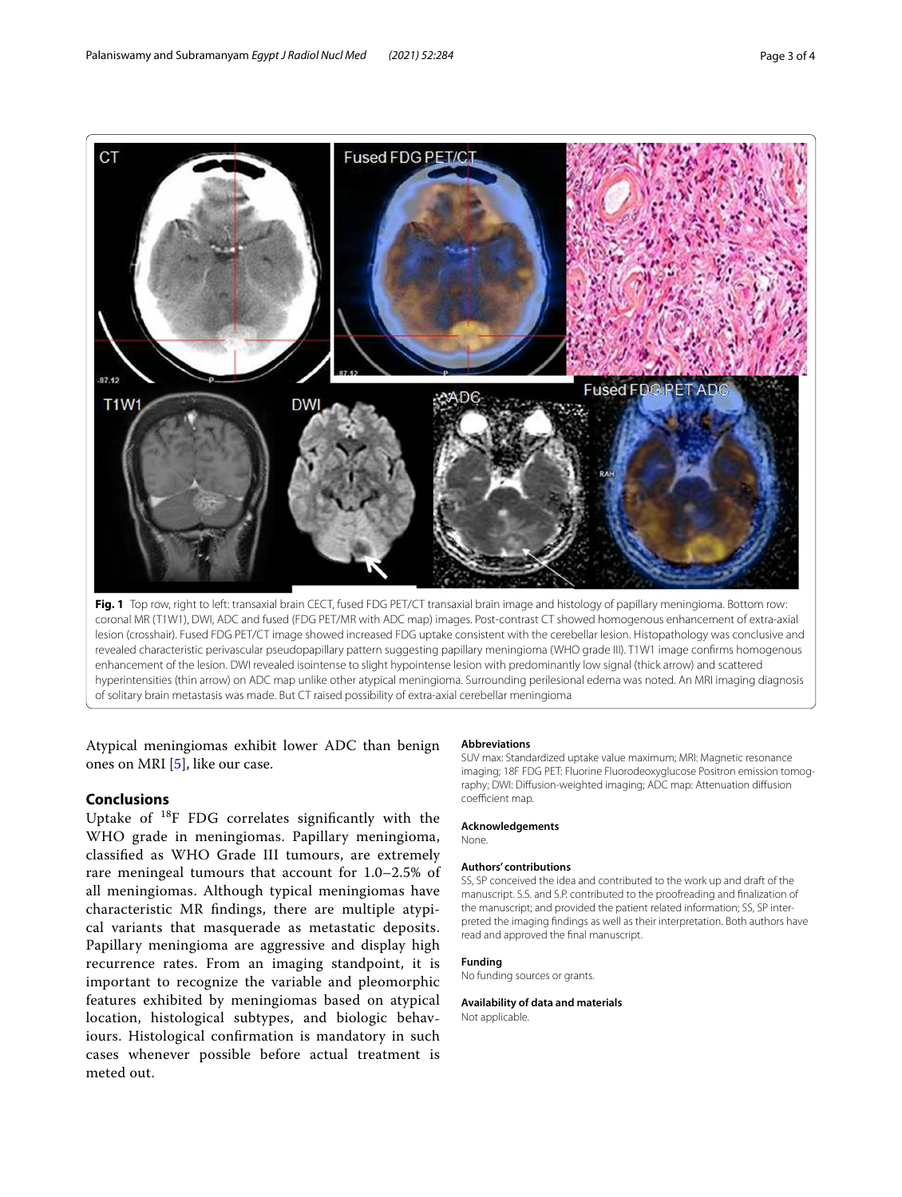**Fig. 1** Top row, right to left: transaxial brain CECT, fused FDG PET/CT transaxial brain image and histology of papillary meningioma. Bottom row: coronal MR (T1W1), DWI, ADC and fused (FDG PET/MR with ADC map) images. Post-contrast CT showed homogenous enhancement of extra-axial lesion (crosshair). Fused FDG PET/CT image showed increased FDG uptake consistent with the cerebellar lesion. Histopathology was conclusive and revealed characteristic perivascular pseudopapillary pattern suggesting papillary meningioma (WHO grade III). T1W1 image confirms homogenous enhancement of the lesion. DWI revealed isointense to slight hypointense lesion with predominantly low signal (thick arrow) and scattered hyperintensities (thin arrow) on ADC map unlike other atypical meningioma. Surrounding perilesional edema was noted. An MRI imaging diagnosis of solitary brain metastasis was made. But CT raised possibility of extra-axial cerebellar meningioma

Atypical meningiomas exhibit lower ADC than benign ones on MRI [5], like our case.

## Conclusions

Uptake of $^{18}$F FDG correlates significantly with the WHO grade in meningiomas. Papillary meningioma, classified as WHO Grade III tumours, are extremely rare meningeal tumours that account for 1.0–2.5% of all meningiomas. Although typical meningiomas have characteristic MR findings, there are multiple atypical variants that masquerade as metastatic deposits. Papillary meningioma are aggressive and display high recurrence rates. From an imaging standpoint, it is important to recognize the variable and pleomorphic features exhibited by meningiomas based on atypical location, histological subtypes, and biologic behaviours. Histological confirmation is mandatory in such cases whenever possible before actual treatment is meted out.

### Abbreviations

SUV max: Standardized uptake value maximum; MRI: Magnetic resonance imaging; 18F FDG PET: Fluorine Fluorodeoxyglucose Positron emission tomography; DWI: Diffusion-weighted imaging; ADC map: Attenuation diffusion coefficient map.

### Acknowledgements

None.

### Authors' contributions

SS, SP conceived the idea and contributed to the work up and draft of the manuscript. S.S. and S.P. contributed to the proofreading and finalization of the manuscript; and provided the patient related information; SS, SP interpreted the imaging findings as well as their interpretation. Both authors have read and approved the final manuscript.

### Funding

No funding sources or grants.

### Availability of data and materials

Not applicable.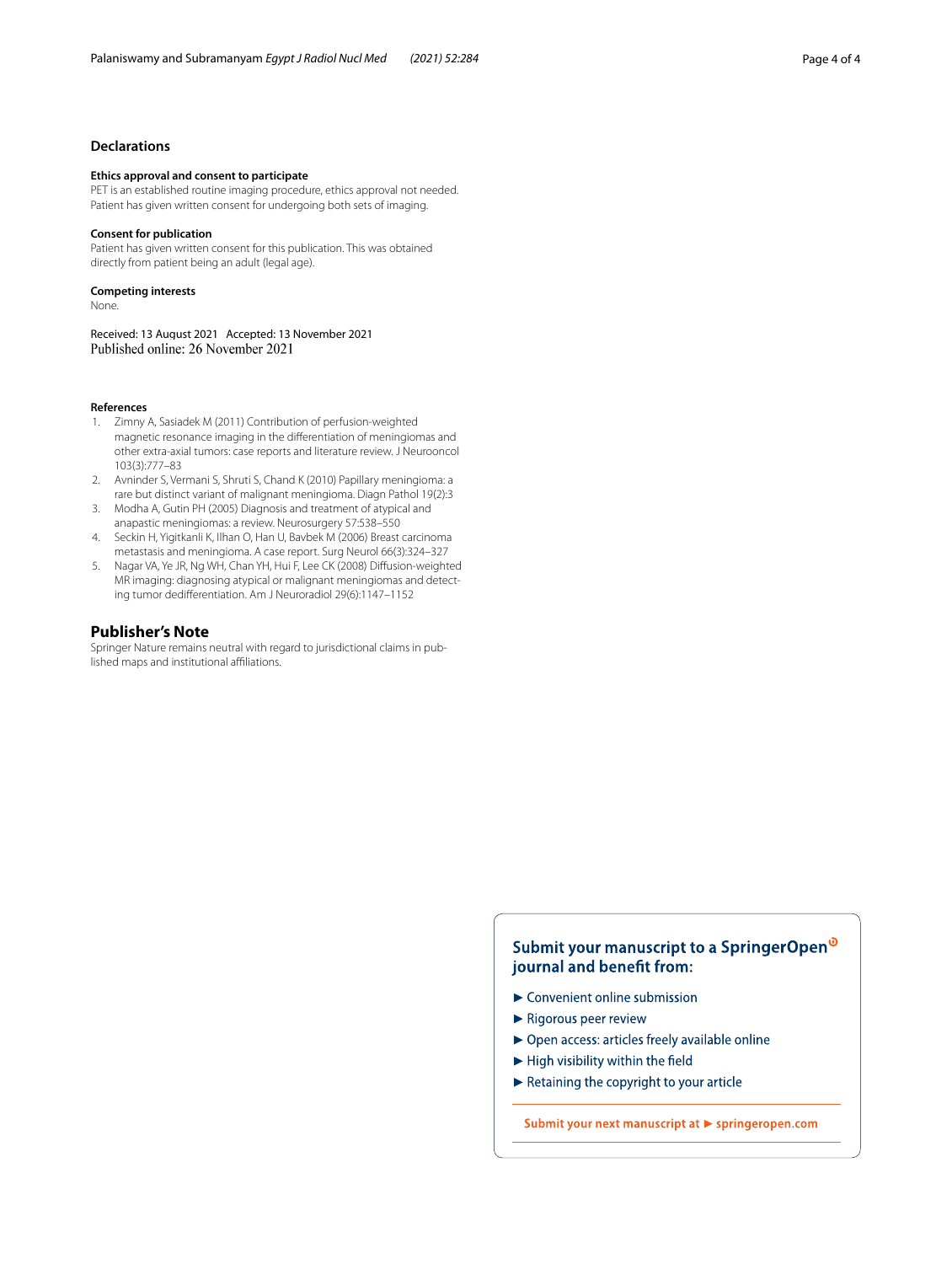## Declarations

### Ethics approval and consent to participate

PET is an established routine imaging procedure, ethics approval not needed. Patient has given written consent for undergoing both sets of imaging.

### Consent for publication

Patient has given written consent for this publication. This was obtained directly from patient being an adult (legal age).

### Competing interests

None.

Received: 13 August 2021 Accepted: 13 November 2021
Published online: 26 November 2021

### References

1. Zimny A, Sasiadek M (2011) Contribution of perfusion-weighted magnetic resonance imaging in the differentiation of meningiomas and other extra-axial tumors: case reports and literature review. J Neurooncol 103(3):777–83
2. Avninder S, Vermani S, Shruti S, Chand K (2010) Papillary meningioma: a rare but distinct variant of malignant meningioma. Diagn Pathol 19(2):3
3. Modha A, Gutin PH (2005) Diagnosis and treatment of atypical and anapastic meningiomas: a review. Neurosurgery 57:538–550
4. Seckin H, Yigitkanli K, Ilhan O, Han U, Bavbek M (2006) Breast carcinoma metastasis and meningioma. A case report. Surg Neurol 66(3):324–327
5. Nagar VA, Ye JR, Ng WH, Chan YH, Hui F, Lee CK (2008) Diffusion-weighted MR imaging: diagnosing atypical or malignant meningiomas and detecting tumor dedifferentiation. Am J Neuroradiol 29(6):1147–1152

## Publisher's Note

Springer Nature remains neutral with regard to jurisdictional claims in published maps and institutional affiliations.

**Submit your manuscript to a SpringerOpen journal and benefit from:**

- ► Convenient online submission
- ► Rigorous peer review
- ► Open access: articles freely available online
- ► High visibility within the field
- ► Retaining the copyright to your article

**Submit your next manuscript at ► springeropen.com**